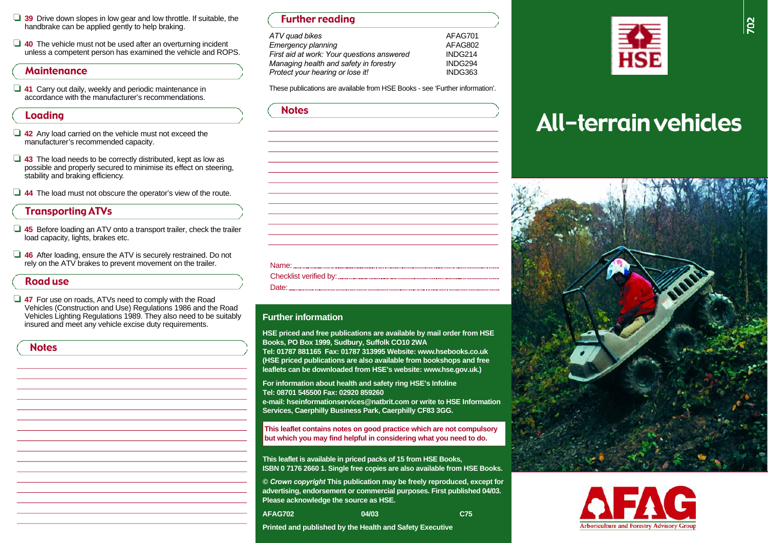❑ **39** Drive down slopes in low gear and low throttle. If suitable, the handbrake can be applied gently to help braking.

❑ **40** The vehicle must not be used after an overturning incident unless a competent person has examined the vehicle and ROPS.

## Maintenance

❑ **41** Carry out daily, weekly and periodic maintenance in accordance with the manufacturer's recommendations.

## Loading

❑ **42** Any load carried on the vehicle must not exceed the manufacturer's recommended capacity.

❑ **43** The load needs to be correctly distributed, kept as low as possible and properly secured to minimise its effect on steering, stability and braking efficiency.

❑ **44** The load must not obscure the operator's view of the route.

## Transporting ATVs

❑ **45** Before loading an ATV onto a transport trailer, check the trailer load capacity, lights, brakes etc.

❑ **46** After loading, ensure the ATV is securely restrained. Do not rely on the ATV brakes to prevent movement on the trailer.

## Road use

❑ **47** For use on roads, ATVs need to comply with the Road Vehicles (Construction and Use) Regulations 1986 and the Road Vehicles Lighting Regulations 1989. They also need to be suitably insured and meet any vehicle excise duty requirements.

## Notes

## Further reading

| | |
|---|---|
| *ATV quad bikes* | AFAG701 |
| *Emergency planning* | AFAG802 |
| *First aid at work: Your questions answered* | INDG214 |
| *Managing health and safety in forestry* | INDG294 |
| *Protect your hearing or lose it!* | INDG363 |

These publications are available from HSE Books - see 'Further information'.

## Notes

Name:

Checklist verified by:

Date:

## Further information

**HSE priced and free publications are available by mail order from HSE Books, PO Box 1999, Sudbury, Suffolk CO10 2WA**
**Tel: 01787 881165 Fax: 01787 313995 Website: www.hsebooks.co.uk**
**(HSE priced publications are also available from bookshops and free leaflets can be downloaded from HSE's website: www.hse.gov.uk.)**

**For information about health and safety ring HSE's Infoline**
**Tel: 08701 545500 Fax: 02920 859260**
**e-mail: hseinformationservices@natbrit.com or write to HSE Information Services, Caerphilly Business Park, Caerphilly CF83 3GG.**

**This leaflet contains notes on good practice which are not compulsory but which you may find helpful in considering what you need to do.**

**This leaflet is available in priced packs of 15 from HSE Books, ISBN 0 7176 2660 1. Single free copies are also available from HSE Books.**

**© *Crown copyright* This publication may be freely reproduced, except for advertising, endorsement or commercial purposes. First published 04/03. Please acknowledge the source as HSE.**

**AFAG702 04/03 C75**

**Printed and published by the Health and Safety Executive**

702

HSE

# All-terrain vehicles

AFAG
Arboriculture and Forestry Advisory Group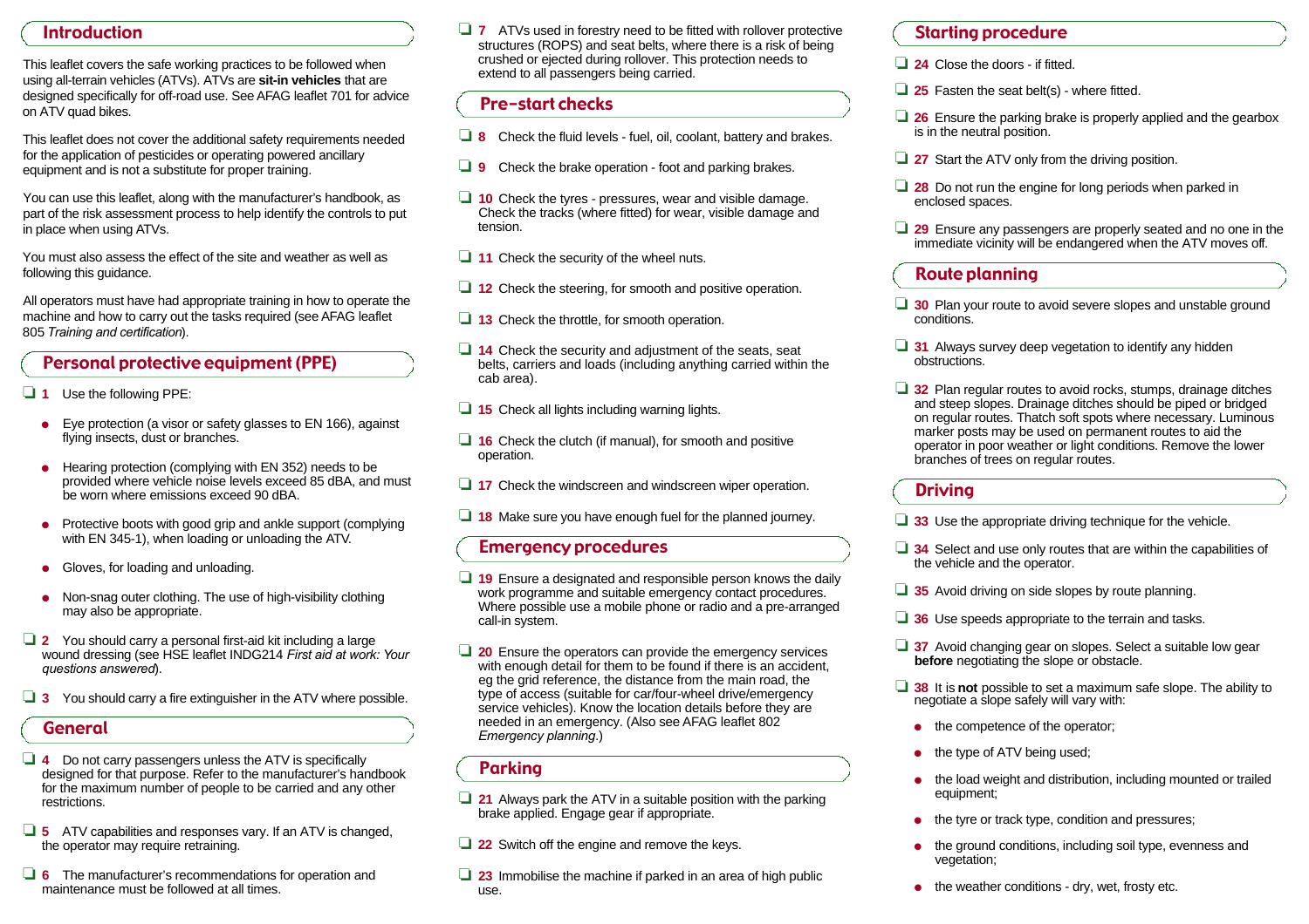## Introduction

This leaflet covers the safe working practices to be followed when using all-terrain vehicles (ATVs). ATVs are **sit-in vehicles** that are designed specifically for off-road use. See AFAG leaflet 701 for advice on ATV quad bikes.

This leaflet does not cover the additional safety requirements needed for the application of pesticides or operating powered ancillary equipment and is not a substitute for proper training.

You can use this leaflet, along with the manufacturer's handbook, as part of the risk assessment process to help identify the controls to put in place when using ATVs.

You must also assess the effect of the site and weather as well as following this guidance.

All operators must have had appropriate training in how to operate the machine and how to carry out the tasks required (see AFAG leaflet 805 *Training and certification*).

## Personal protective equipment (PPE)

- ❑ **1** Use the following PPE:
  - Eye protection (a visor or safety glasses to EN 166), against flying insects, dust or branches.
  - Hearing protection (complying with EN 352) needs to be provided where vehicle noise levels exceed 85 dBA, and must be worn where emissions exceed 90 dBA.
  - Protective boots with good grip and ankle support (complying with EN 345-1), when loading or unloading the ATV.
  - Gloves, for loading and unloading.
  - Non-snag outer clothing. The use of high-visibility clothing may also be appropriate.
- ❑ **2** You should carry a personal first-aid kit including a large wound dressing (see HSE leaflet INDG214 *First aid at work: Your questions answered*).
- ❑ **3** You should carry a fire extinguisher in the ATV where possible.

## General

- ❑ **4** Do not carry passengers unless the ATV is specifically designed for that purpose. Refer to the manufacturer's handbook for the maximum number of people to be carried and any other restrictions.
- ❑ **5** ATV capabilities and responses vary. If an ATV is changed, the operator may require retraining.
- ❑ **6** The manufacturer's recommendations for operation and maintenance must be followed at all times.
- ❑ **7** ATVs used in forestry need to be fitted with rollover protective structures (ROPS) and seat belts, where there is a risk of being crushed or ejected during rollover. This protection needs to extend to all passengers being carried.

## Pre-start checks

- ❑ **8** Check the fluid levels - fuel, oil, coolant, battery and brakes.
- ❑ **9** Check the brake operation - foot and parking brakes.
- ❑ **10** Check the tyres - pressures, wear and visible damage. Check the tracks (where fitted) for wear, visible damage and tension.
- ❑ **11** Check the security of the wheel nuts.
- ❑ **12** Check the steering, for smooth and positive operation.
- ❑ **13** Check the throttle, for smooth operation.
- ❑ **14** Check the security and adjustment of the seats, seat belts, carriers and loads (including anything carried within the cab area).
- ❑ **15** Check all lights including warning lights.
- ❑ **16** Check the clutch (if manual), for smooth and positive operation.
- ❑ **17** Check the windscreen and windscreen wiper operation.
- ❑ **18** Make sure you have enough fuel for the planned journey.

## Emergency procedures

- ❑ **19** Ensure a designated and responsible person knows the daily work programme and suitable emergency contact procedures. Where possible use a mobile phone or radio and a pre-arranged call-in system.
- ❑ **20** Ensure the operators can provide the emergency services with enough detail for them to be found if there is an accident, eg the grid reference, the distance from the main road, the type of access (suitable for car/four-wheel drive/emergency service vehicles). Know the location details before they are needed in an emergency. (Also see AFAG leaflet 802 *Emergency planning*.)

## Parking

- ❑ **21** Always park the ATV in a suitable position with the parking brake applied. Engage gear if appropriate.
- ❑ **22** Switch off the engine and remove the keys.
- ❑ **23** Immobilise the machine if parked in an area of high public use.

## Starting procedure

- ❑ **24** Close the doors - if fitted.
- ❑ **25** Fasten the seat belt(s) - where fitted.
- ❑ **26** Ensure the parking brake is properly applied and the gearbox is in the neutral position.
- ❑ **27** Start the ATV only from the driving position.
- ❑ **28** Do not run the engine for long periods when parked in enclosed spaces.
- ❑ **29** Ensure any passengers are properly seated and no one in the immediate vicinity will be endangered when the ATV moves off.

## Route planning

- ❑ **30** Plan your route to avoid severe slopes and unstable ground conditions.
- ❑ **31** Always survey deep vegetation to identify any hidden obstructions.
- ❑ **32** Plan regular routes to avoid rocks, stumps, drainage ditches and steep slopes. Drainage ditches should be piped or bridged on regular routes. Thatch soft spots where necessary. Luminous marker posts may be used on permanent routes to aid the operator in poor weather or light conditions. Remove the lower branches of trees on regular routes.

## Driving

- ❑ **33** Use the appropriate driving technique for the vehicle.
- ❑ **34** Select and use only routes that are within the capabilities of the vehicle and the operator.
- ❑ **35** Avoid driving on side slopes by route planning.
- ❑ **36** Use speeds appropriate to the terrain and tasks.
- ❑ **37** Avoid changing gear on slopes. Select a suitable low gear **before** negotiating the slope or obstacle.
- ❑ **38** It is **not** possible to set a maximum safe slope. The ability to negotiate a slope safely will vary with:
  - the competence of the operator;
  - the type of ATV being used;
  - the load weight and distribution, including mounted or trailed equipment;
  - the tyre or track type, condition and pressures;
  - the ground conditions, including soil type, evenness and vegetation;
  - the weather conditions - dry, wet, frosty etc.